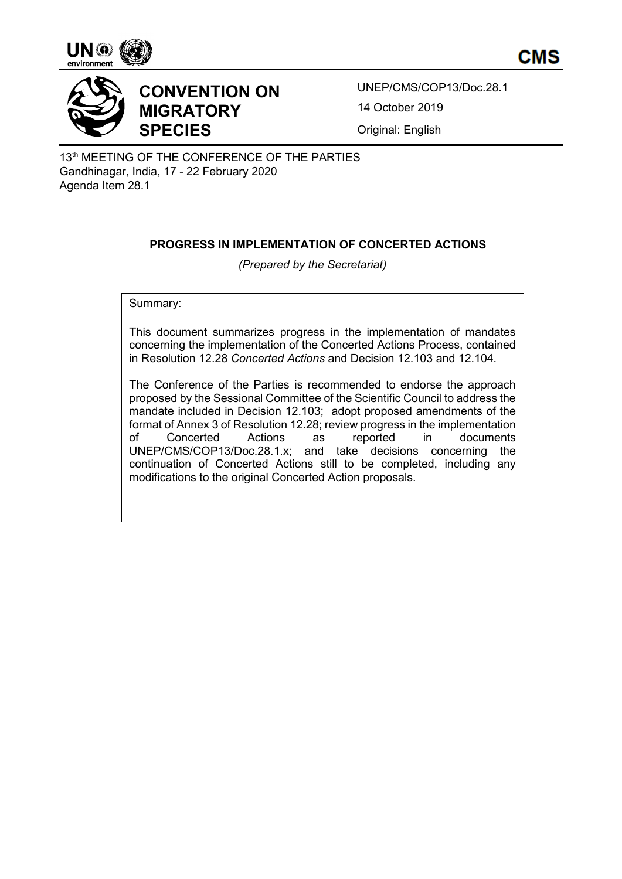# CONVENTION ON MIGRATORY SPECIES

UNEP/CMS/COP13/Doc.28.1

14 October 2019

Original: English

13th MEETING OF THE CONFERENCE OF THE PARTIES
Gandhinagar, India, 17 - 22 February 2020
Agenda Item 28.1

## PROGRESS IN IMPLEMENTATION OF CONCERTED ACTIONS

*(Prepared by the Secretariat)*

Summary:

This document summarizes progress in the implementation of mandates concerning the implementation of the Concerted Actions Process, contained in Resolution 12.28 *Concerted Actions* and Decision 12.103 and 12.104.

The Conference of the Parties is recommended to endorse the approach proposed by the Sessional Committee of the Scientific Council to address the mandate included in Decision 12.103; adopt proposed amendments of the format of Annex 3 of Resolution 12.28; review progress in the implementation of Concerted Actions as reported in documents UNEP/CMS/COP13/Doc.28.1.x; and take decisions concerning the continuation of Concerted Actions still to be completed, including any modifications to the original Concerted Action proposals.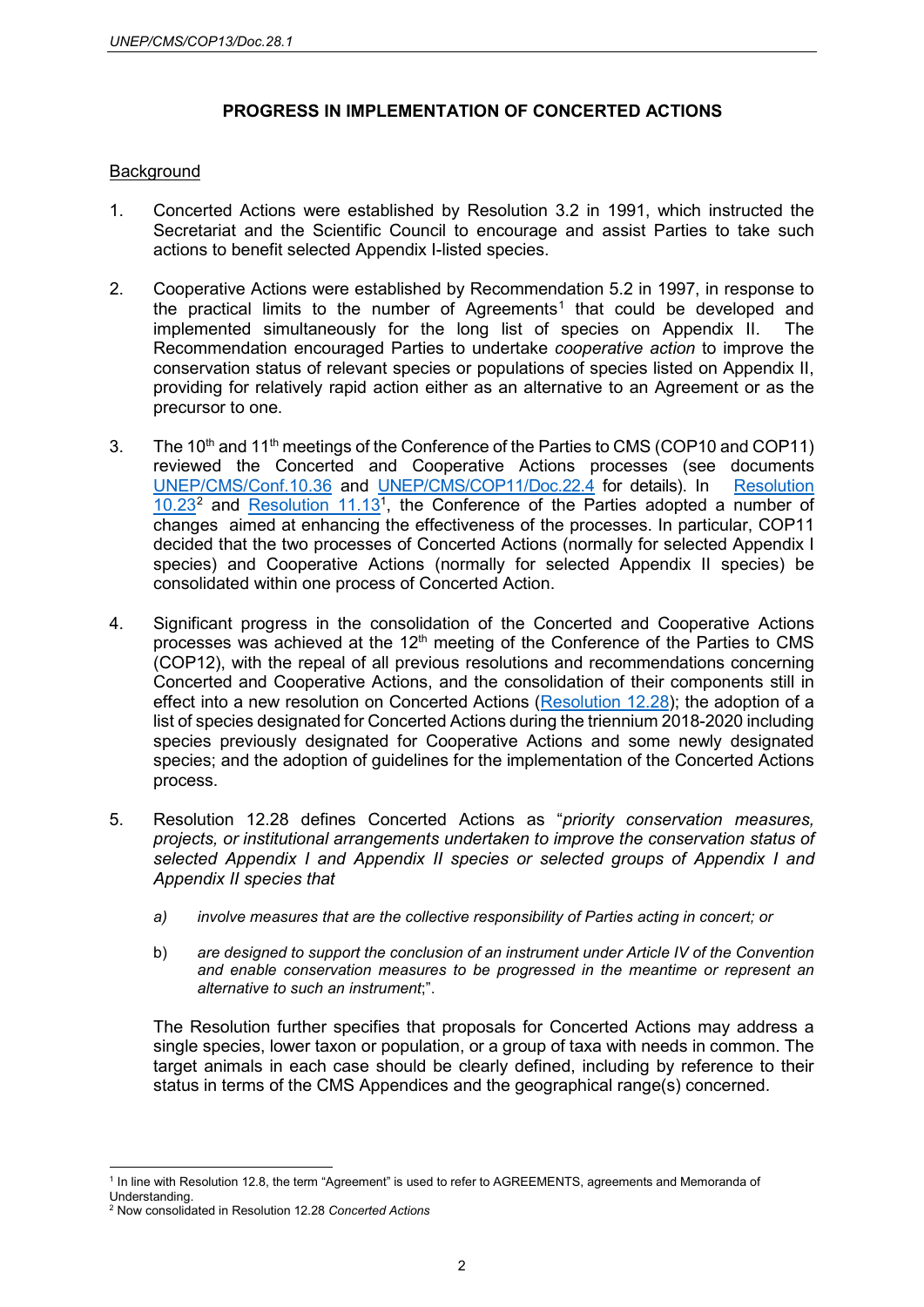## PROGRESS IN IMPLEMENTATION OF CONCERTED ACTIONS

Background

1. Concerted Actions were established by Resolution 3.2 in 1991, which instructed the Secretariat and the Scientific Council to encourage and assist Parties to take such actions to benefit selected Appendix I-listed species.

2. Cooperative Actions were established by Recommendation 5.2 in 1997, in response to the practical limits to the number of Agreements[1] that could be developed and implemented simultaneously for the long list of species on Appendix II. The Recommendation encouraged Parties to undertake *cooperative action* to improve the conservation status of relevant species or populations of species listed on Appendix II, providing for relatively rapid action either as an alternative to an Agreement or as the precursor to one.

3. The 10th and 11th meetings of the Conference of the Parties to CMS (COP10 and COP11) reviewed the Concerted and Cooperative Actions processes (see documents UNEP/CMS/Conf.10.36 and UNEP/CMS/COP11/Doc.22.4 for details). In Resolution 10.23[2] and Resolution 11.13[1], the Conference of the Parties adopted a number of changes aimed at enhancing the effectiveness of the processes. In particular, COP11 decided that the two processes of Concerted Actions (normally for selected Appendix I species) and Cooperative Actions (normally for selected Appendix II species) be consolidated within one process of Concerted Action.

4. Significant progress in the consolidation of the Concerted and Cooperative Actions processes was achieved at the 12th meeting of the Conference of the Parties to CMS (COP12), with the repeal of all previous resolutions and recommendations concerning Concerted and Cooperative Actions, and the consolidation of their components still in effect into a new resolution on Concerted Actions (Resolution 12.28); the adoption of a list of species designated for Concerted Actions during the triennium 2018-2020 including species previously designated for Cooperative Actions and some newly designated species; and the adoption of guidelines for the implementation of the Concerted Actions process.

5. Resolution 12.28 defines Concerted Actions as "*priority conservation measures, projects, or institutional arrangements undertaken to improve the conservation status of selected Appendix I and Appendix II species or selected groups of Appendix I and Appendix II species that*

   a) *involve measures that are the collective responsibility of Parties acting in concert; or*

   b) *are designed to support the conclusion of an instrument under Article IV of the Convention and enable conservation measures to be progressed in the meantime or represent an alternative to such an instrument*;".

   The Resolution further specifies that proposals for Concerted Actions may address a single species, lower taxon or population, or a group of taxa with needs in common. The target animals in each case should be clearly defined, including by reference to their status in terms of the CMS Appendices and the geographical range(s) concerned.

---

[1] In line with Resolution 12.8, the term "Agreement" is used to refer to AGREEMENTS, agreements and Memoranda of Understanding.

[2] Now consolidated in Resolution 12.28 *Concerted Actions*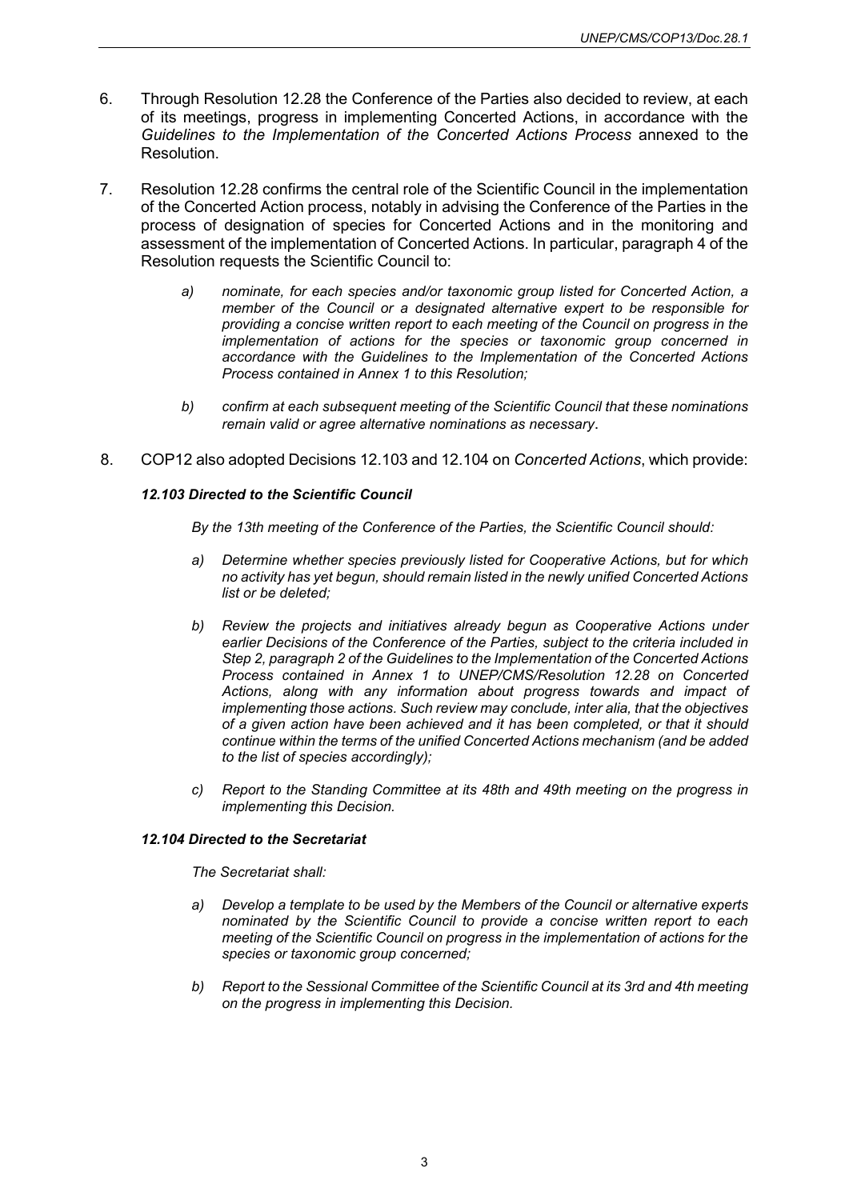6. Through Resolution 12.28 the Conference of the Parties also decided to review, at each of its meetings, progress in implementing Concerted Actions, in accordance with the *Guidelines to the Implementation of the Concerted Actions Process* annexed to the Resolution.

7. Resolution 12.28 confirms the central role of the Scientific Council in the implementation of the Concerted Action process, notably in advising the Conference of the Parties in the process of designation of species for Concerted Actions and in the monitoring and assessment of the implementation of Concerted Actions. In particular, paragraph 4 of the Resolution requests the Scientific Council to:

   *a) nominate, for each species and/or taxonomic group listed for Concerted Action, a member of the Council or a designated alternative expert to be responsible for providing a concise written report to each meeting of the Council on progress in the implementation of actions for the species or taxonomic group concerned in accordance with the Guidelines to the Implementation of the Concerted Actions Process contained in Annex 1 to this Resolution;*

   *b) confirm at each subsequent meeting of the Scientific Council that these nominations remain valid or agree alternative nominations as necessary*.

8. COP12 also adopted Decisions 12.103 and 12.104 on *Concerted Actions*, which provide:

   ***12.103 Directed to the Scientific Council***

   *By the 13th meeting of the Conference of the Parties, the Scientific Council should:*

   *a) Determine whether species previously listed for Cooperative Actions, but for which no activity has yet begun, should remain listed in the newly unified Concerted Actions list or be deleted;*

   *b) Review the projects and initiatives already begun as Cooperative Actions under earlier Decisions of the Conference of the Parties, subject to the criteria included in Step 2, paragraph 2 of the Guidelines to the Implementation of the Concerted Actions Process contained in Annex 1 to UNEP/CMS/Resolution 12.28 on Concerted Actions, along with any information about progress towards and impact of implementing those actions. Such review may conclude, inter alia, that the objectives of a given action have been achieved and it has been completed, or that it should continue within the terms of the unified Concerted Actions mechanism (and be added to the list of species accordingly);*

   *c) Report to the Standing Committee at its 48th and 49th meeting on the progress in implementing this Decision.*

   ***12.104 Directed to the Secretariat***

   *The Secretariat shall:*

   *a) Develop a template to be used by the Members of the Council or alternative experts nominated by the Scientific Council to provide a concise written report to each meeting of the Scientific Council on progress in the implementation of actions for the species or taxonomic group concerned;*

   *b) Report to the Sessional Committee of the Scientific Council at its 3rd and 4th meeting on the progress in implementing this Decision.*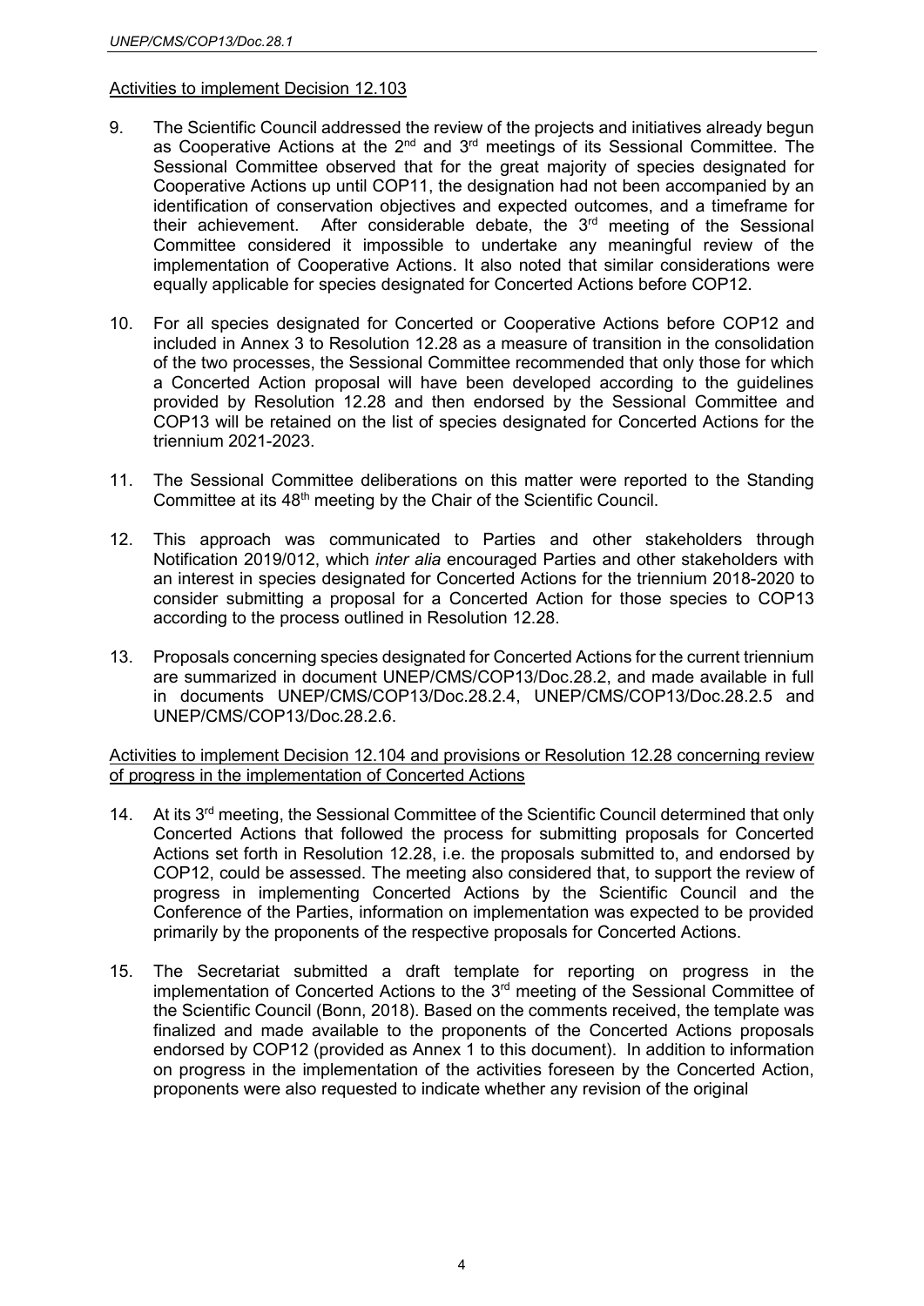Activities to implement Decision 12.103

9. The Scientific Council addressed the review of the projects and initiatives already begun as Cooperative Actions at the 2nd and 3rd meetings of its Sessional Committee. The Sessional Committee observed that for the great majority of species designated for Cooperative Actions up until COP11, the designation had not been accompanied by an identification of conservation objectives and expected outcomes, and a timeframe for their achievement. After considerable debate, the 3rd meeting of the Sessional Committee considered it impossible to undertake any meaningful review of the implementation of Cooperative Actions. It also noted that similar considerations were equally applicable for species designated for Concerted Actions before COP12.

10. For all species designated for Concerted or Cooperative Actions before COP12 and included in Annex 3 to Resolution 12.28 as a measure of transition in the consolidation of the two processes, the Sessional Committee recommended that only those for which a Concerted Action proposal will have been developed according to the guidelines provided by Resolution 12.28 and then endorsed by the Sessional Committee and COP13 will be retained on the list of species designated for Concerted Actions for the triennium 2021-2023.

11. The Sessional Committee deliberations on this matter were reported to the Standing Committee at its 48th meeting by the Chair of the Scientific Council.

12. This approach was communicated to Parties and other stakeholders through Notification 2019/012, which *inter alia* encouraged Parties and other stakeholders with an interest in species designated for Concerted Actions for the triennium 2018-2020 to consider submitting a proposal for a Concerted Action for those species to COP13 according to the process outlined in Resolution 12.28.

13. Proposals concerning species designated for Concerted Actions for the current triennium are summarized in document UNEP/CMS/COP13/Doc.28.2, and made available in full in documents UNEP/CMS/COP13/Doc.28.2.4, UNEP/CMS/COP13/Doc.28.2.5 and UNEP/CMS/COP13/Doc.28.2.6.

Activities to implement Decision 12.104 and provisions or Resolution 12.28 concerning review of progress in the implementation of Concerted Actions

14. At its 3rd meeting, the Sessional Committee of the Scientific Council determined that only Concerted Actions that followed the process for submitting proposals for Concerted Actions set forth in Resolution 12.28, i.e. the proposals submitted to, and endorsed by COP12, could be assessed. The meeting also considered that, to support the review of progress in implementing Concerted Actions by the Scientific Council and the Conference of the Parties, information on implementation was expected to be provided primarily by the proponents of the respective proposals for Concerted Actions.

15. The Secretariat submitted a draft template for reporting on progress in the implementation of Concerted Actions to the 3rd meeting of the Sessional Committee of the Scientific Council (Bonn, 2018). Based on the comments received, the template was finalized and made available to the proponents of the Concerted Actions proposals endorsed by COP12 (provided as Annex 1 to this document). In addition to information on progress in the implementation of the activities foreseen by the Concerted Action, proponents were also requested to indicate whether any revision of the original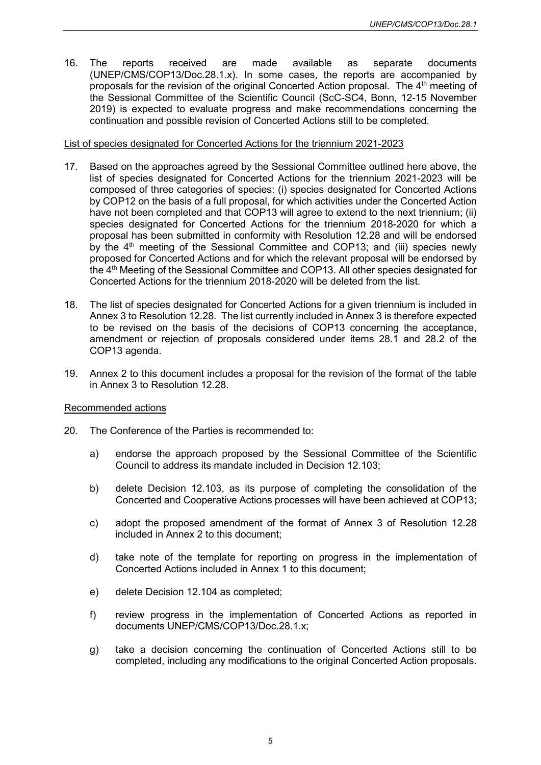16. The reports received are made available as separate documents (UNEP/CMS/COP13/Doc.28.1.x). In some cases, the reports are accompanied by proposals for the revision of the original Concerted Action proposal. The 4[th] meeting of the Sessional Committee of the Scientific Council (ScC-SC4, Bonn, 12-15 November 2019) is expected to evaluate progress and make recommendations concerning the continuation and possible revision of Concerted Actions still to be completed.

<u>List of species designated for Concerted Actions for the triennium 2021-2023</u>

17. Based on the approaches agreed by the Sessional Committee outlined here above, the list of species designated for Concerted Actions for the triennium 2021-2023 will be composed of three categories of species: (i) species designated for Concerted Actions by COP12 on the basis of a full proposal, for which activities under the Concerted Action have not been completed and that COP13 will agree to extend to the next triennium; (ii) species designated for Concerted Actions for the triennium 2018-2020 for which a proposal has been submitted in conformity with Resolution 12.28 and will be endorsed by the 4[th] meeting of the Sessional Committee and COP13; and (iii) species newly proposed for Concerted Actions and for which the relevant proposal will be endorsed by the 4[th] Meeting of the Sessional Committee and COP13. All other species designated for Concerted Actions for the triennium 2018-2020 will be deleted from the list.

18. The list of species designated for Concerted Actions for a given triennium is included in Annex 3 to Resolution 12.28. The list currently included in Annex 3 is therefore expected to be revised on the basis of the decisions of COP13 concerning the acceptance, amendment or rejection of proposals considered under items 28.1 and 28.2 of the COP13 agenda.

19. Annex 2 to this document includes a proposal for the revision of the format of the table in Annex 3 to Resolution 12.28.

<u>Recommended actions</u>

20. The Conference of the Parties is recommended to:

    a) endorse the approach proposed by the Sessional Committee of the Scientific Council to address its mandate included in Decision 12.103;

    b) delete Decision 12.103, as its purpose of completing the consolidation of the Concerted and Cooperative Actions processes will have been achieved at COP13;

    c) adopt the proposed amendment of the format of Annex 3 of Resolution 12.28 included in Annex 2 to this document;

    d) take note of the template for reporting on progress in the implementation of Concerted Actions included in Annex 1 to this document;

    e) delete Decision 12.104 as completed;

    f) review progress in the implementation of Concerted Actions as reported in documents UNEP/CMS/COP13/Doc.28.1.x;

    g) take a decision concerning the continuation of Concerted Actions still to be completed, including any modifications to the original Concerted Action proposals.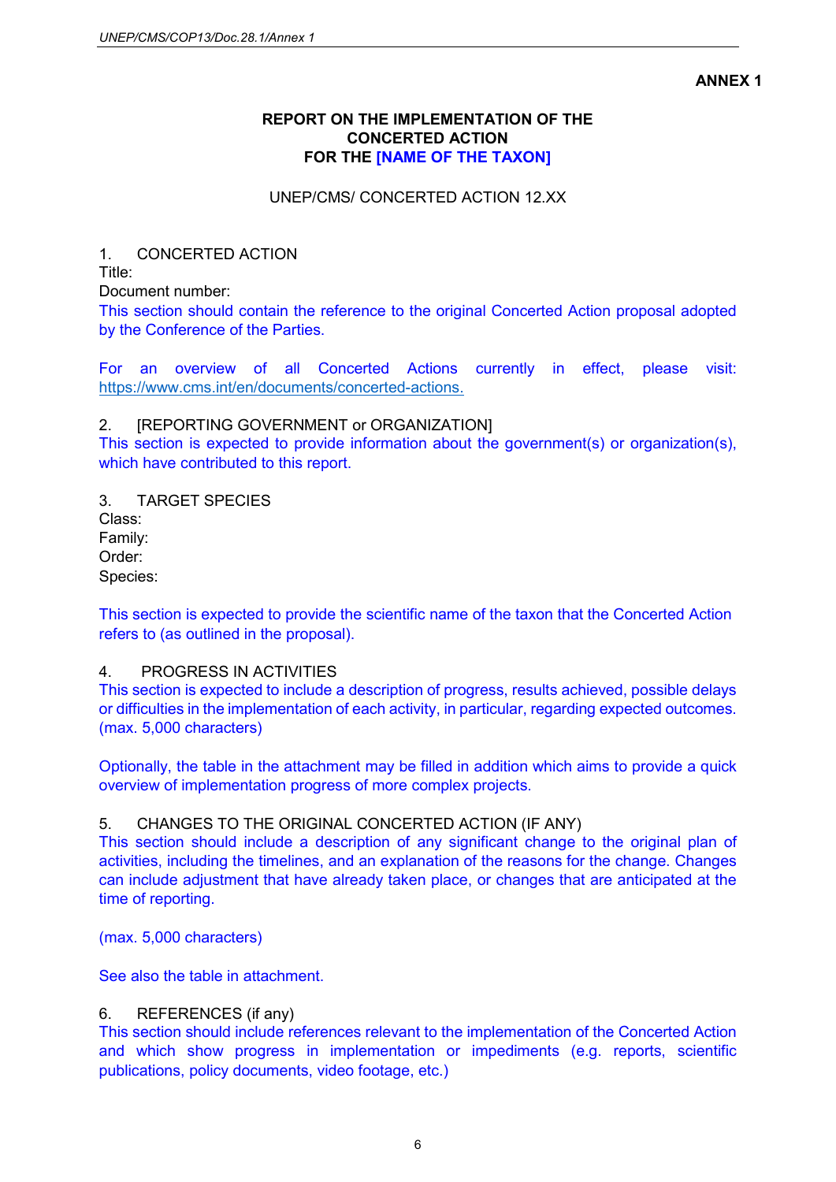**ANNEX 1**

**REPORT ON THE IMPLEMENTATION OF THE CONCERTED ACTION FOR THE [NAME OF THE TAXON]**

UNEP/CMS/ CONCERTED ACTION 12.XX

1. CONCERTED ACTION

Title:

Document number:

This section should contain the reference to the original Concerted Action proposal adopted by the Conference of the Parties.

For an overview of all Concerted Actions currently in effect, please visit: https://www.cms.int/en/documents/concerted-actions.

2. [REPORTING GOVERNMENT or ORGANIZATION]

This section is expected to provide information about the government(s) or organization(s), which have contributed to this report.

3. TARGET SPECIES

Class:

Family:

Order:

Species:

This section is expected to provide the scientific name of the taxon that the Concerted Action refers to (as outlined in the proposal).

4. PROGRESS IN ACTIVITIES

This section is expected to include a description of progress, results achieved, possible delays or difficulties in the implementation of each activity, in particular, regarding expected outcomes. (max. 5,000 characters)

Optionally, the table in the attachment may be filled in addition which aims to provide a quick overview of implementation progress of more complex projects.

5. CHANGES TO THE ORIGINAL CONCERTED ACTION (IF ANY)

This section should include a description of any significant change to the original plan of activities, including the timelines, and an explanation of the reasons for the change. Changes can include adjustment that have already taken place, or changes that are anticipated at the time of reporting.

(max. 5,000 characters)

See also the table in attachment.

6. REFERENCES (if any)

This section should include references relevant to the implementation of the Concerted Action and which show progress in implementation or impediments (e.g. reports, scientific publications, policy documents, video footage, etc.)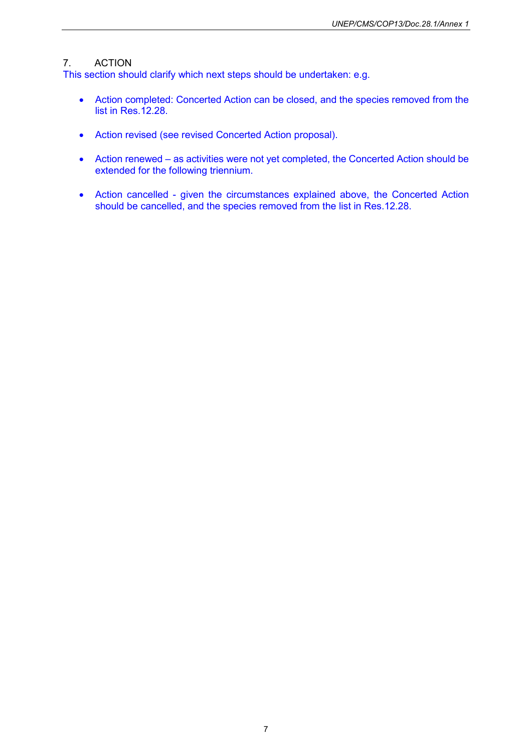## 7. ACTION

This section should clarify which next steps should be undertaken: e.g.

- Action completed: Concerted Action can be closed, and the species removed from the list in Res.12.28.

- Action revised (see revised Concerted Action proposal).

- Action renewed – as activities were not yet completed, the Concerted Action should be extended for the following triennium.

- Action cancelled - given the circumstances explained above, the Concerted Action should be cancelled, and the species removed from the list in Res.12.28.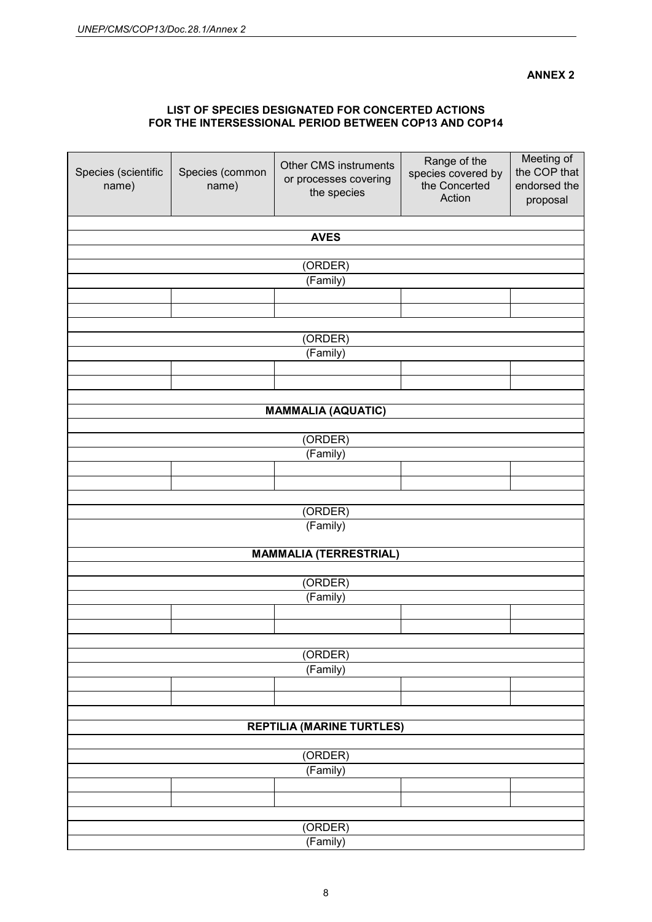**ANNEX 2**

**LIST OF SPECIES DESIGNATED FOR CONCERTED ACTIONS FOR THE INTERSESSIONAL PERIOD BETWEEN COP13 AND COP14**

| Species (scientific name) | Species (common name) | Other CMS instruments or processes covering the species | Range of the species covered by the Concerted Action | Meeting of the COP that endorsed the proposal |
|---|---|---|---|---|
| | | | | |
| | | **AVES** | | |
| | | | | |
| | | (ORDER) | | |
| | | (Family) | | |
| | | | | |
| | | | | |
| | | | | |
| | | (ORDER) | | |
| | | (Family) | | |
| | | | | |
| | | | | |
| | | | | |
| | | **MAMMALIA (AQUATIC)** | | |
| | | | | |
| | | (ORDER) | | |
| | | (Family) | | |
| | | | | |
| | | | | |
| | | | | |
| | | (ORDER) | | |
| | | (Family) | | |
| | | **MAMMALIA (TERRESTRIAL)** | | |
| | | | | |
| | | (ORDER) | | |
| | | (Family) | | |
| | | | | |
| | | | | |
| | | | | |
| | | (ORDER) | | |
| | | (Family) | | |
| | | | | |
| | | | | |
| | | | | |
| | | **REPTILIA (MARINE TURTLES)** | | |
| | | | | |
| | | (ORDER) | | |
| | | (Family) | | |
| | | | | |
| | | | | |
| | | | | |
| | | (ORDER) | | |
| | | (Family) | | |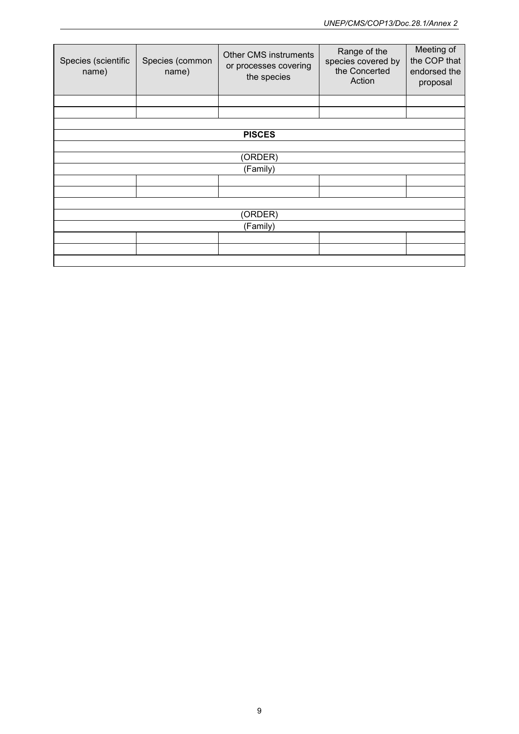| Species (scientific name) | Species (common name) | Other CMS instruments or processes covering the species | Range of the species covered by the Concerted Action | Meeting of the COP that endorsed the proposal |
|---|---|---|---|---|
| | | | | |
| | | | | |
| | | | | |
| **PISCES** | | | | |
| | | | | |
| (ORDER) | | | | |
| (Family) | | | | |
| | | | | |
| | | | | |
| | | | | |
| (ORDER) | | | | |
| (Family) | | | | |
| | | | | |
| | | | | |
| | | | | |